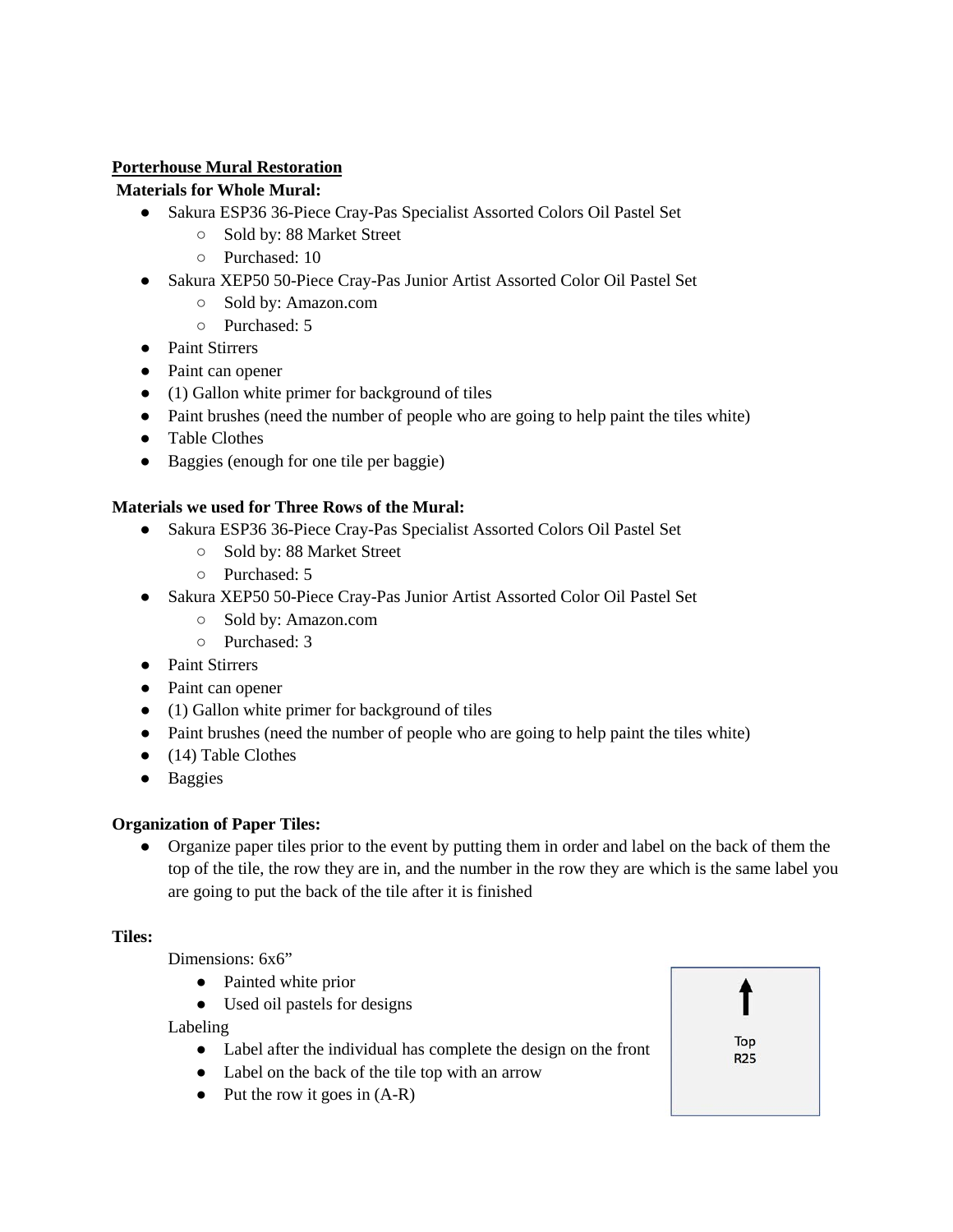**Porterhouse Mural Restoration**

**Materials for Whole Mural:**

- Sakura ESP36 36-Piece Cray-Pas Specialist Assorted Colors Oil Pastel Set
    - Sold by: 88 Market Street
    - Purchased: 10
- Sakura XEP50 50-Piece Cray-Pas Junior Artist Assorted Color Oil Pastel Set
    - Sold by: Amazon.com
    - Purchased: 5
- Paint Stirrers
- Paint can opener
- (1) Gallon white primer for background of tiles
- Paint brushes (need the number of people who are going to help paint the tiles white)
- Table Clothes
- Baggies (enough for one tile per baggie)

**Materials we used for Three Rows of the Mural:**

- Sakura ESP36 36-Piece Cray-Pas Specialist Assorted Colors Oil Pastel Set
    - Sold by: 88 Market Street
    - Purchased: 5
- Sakura XEP50 50-Piece Cray-Pas Junior Artist Assorted Color Oil Pastel Set
    - Sold by: Amazon.com
    - Purchased: 3
- Paint Stirrers
- Paint can opener
- (1) Gallon white primer for background of tiles
- Paint brushes (need the number of people who are going to help paint the tiles white)
- (14) Table Clothes
- Baggies

**Organization of Paper Tiles:**

- Organize paper tiles prior to the event by putting them in order and label on the back of them the top of the tile, the row they are in, and the number in the row they are which is the same label you are going to put the back of the tile after it is finished

**Tiles:**

Dimensions: 6x6"

- Painted white prior
- Used oil pastels for designs

Labeling

- Label after the individual has complete the design on the front
- Label on the back of the tile top with an arrow
- Put the row it goes in (A-R)

↑
Top
R25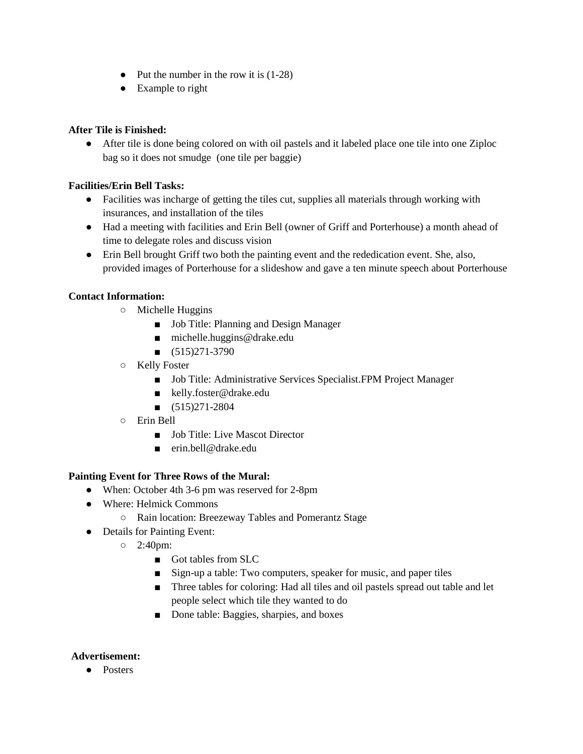- Put the number in the row it is (1-28)
- Example to right

**After Tile is Finished:**

- After tile is done being colored on with oil pastels and it labeled place one tile into one Ziploc bag so it does not smudge (one tile per baggie)

**Facilities/Erin Bell Tasks:**

- Facilities was incharge of getting the tiles cut, supplies all materials through working with insurances, and installation of the tiles
- Had a meeting with facilities and Erin Bell (owner of Griff and Porterhouse) a month ahead of time to delegate roles and discuss vision
- Erin Bell brought Griff two both the painting event and the rededication event. She, also, provided images of Porterhouse for a slideshow and gave a ten minute speech about Porterhouse

**Contact Information:**

- Michelle Huggins
  - Job Title: Planning and Design Manager
  - michelle.huggins@drake.edu
  - (515)271-3790
- Kelly Foster
  - Job Title: Administrative Services Specialist.FPM Project Manager
  - kelly.foster@drake.edu
  - (515)271-2804
- Erin Bell
  - Job Title: Live Mascot Director
  - erin.bell@drake.edu

**Painting Event for Three Rows of the Mural:**

- When: October 4th 3-6 pm was reserved for 2-8pm
- Where: Helmick Commons
  - Rain location: Breezeway Tables and Pomerantz Stage
- Details for Painting Event:
  - 2:40pm:
    - Got tables from SLC
    - Sign-up a table: Two computers, speaker for music, and paper tiles
    - Three tables for coloring: Had all tiles and oil pastels spread out table and let people select which tile they wanted to do
    - Done table: Baggies, sharpies, and boxes

**Advertisement:**

- Posters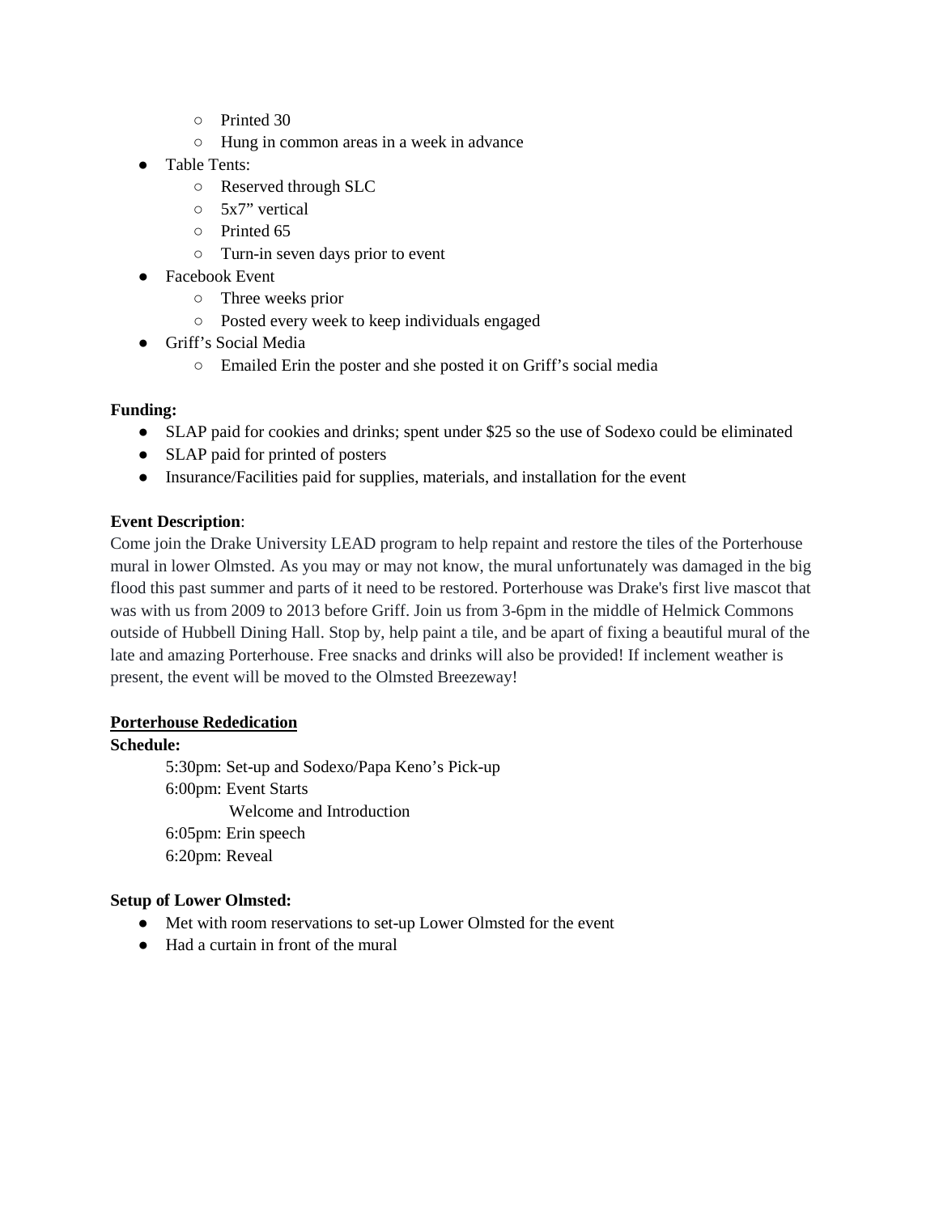- Printed 30
  - Hung in common areas in a week in advance
- Table Tents:
  - Reserved through SLC
  - 5x7" vertical
  - Printed 65
  - Turn-in seven days prior to event
- Facebook Event
  - Three weeks prior
  - Posted every week to keep individuals engaged
- Griff's Social Media
  - Emailed Erin the poster and she posted it on Griff's social media

**Funding:**

- SLAP paid for cookies and drinks; spent under $25 so the use of Sodexo could be eliminated
- SLAP paid for printed of posters
- Insurance/Facilities paid for supplies, materials, and installation for the event

**Event Description**:

Come join the Drake University LEAD program to help repaint and restore the tiles of the Porterhouse mural in lower Olmsted. As you may or may not know, the mural unfortunately was damaged in the big flood this past summer and parts of it need to be restored. Porterhouse was Drake's first live mascot that was with us from 2009 to 2013 before Griff. Join us from 3-6pm in the middle of Helmick Commons outside of Hubbell Dining Hall. Stop by, help paint a tile, and be apart of fixing a beautiful mural of the late and amazing Porterhouse. Free snacks and drinks will also be provided! If inclement weather is present, the event will be moved to the Olmsted Breezeway!

**Porterhouse Rededication**

**Schedule:**

5:30pm: Set-up and Sodexo/Papa Keno's Pick-up
6:00pm: Event Starts
Welcome and Introduction
6:05pm: Erin speech
6:20pm: Reveal

**Setup of Lower Olmsted:**

- Met with room reservations to set-up Lower Olmsted for the event
- Had a curtain in front of the mural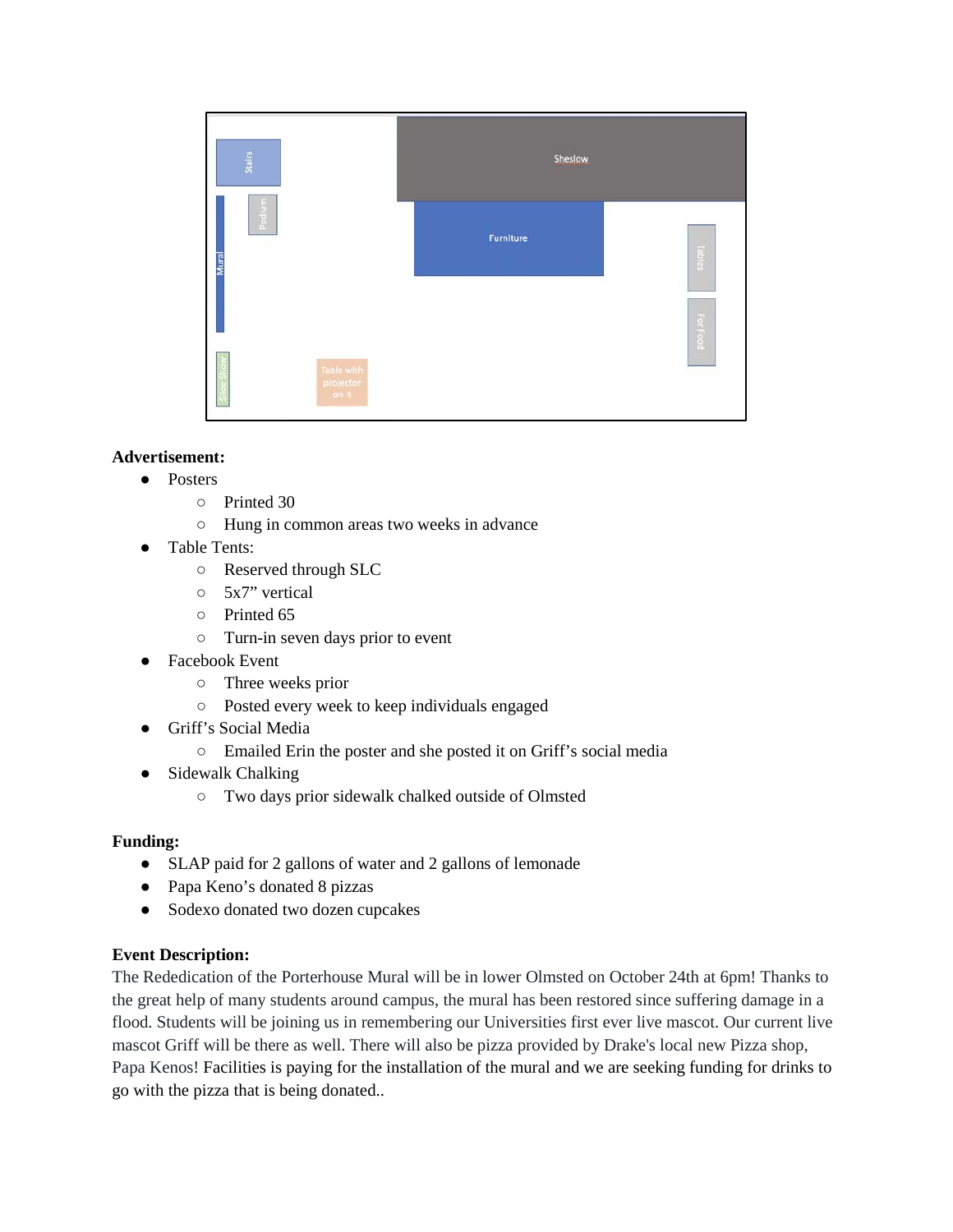Stairs

Sheslow

Podium

Mural

Furniture

Tables

For Food

Slide Show

Table with projector on it

**Advertisement:**

- Posters
  - Printed 30
  - Hung in common areas two weeks in advance
- Table Tents:
  - Reserved through SLC
  - 5x7" vertical
  - Printed 65
  - Turn-in seven days prior to event
- Facebook Event
  - Three weeks prior
  - Posted every week to keep individuals engaged
- Griff's Social Media
  - Emailed Erin the poster and she posted it on Griff's social media
- Sidewalk Chalking
  - Two days prior sidewalk chalked outside of Olmsted

**Funding:**

- SLAP paid for 2 gallons of water and 2 gallons of lemonade
- Papa Keno's donated 8 pizzas
- Sodexo donated two dozen cupcakes

**Event Description:**

The Rededication of the Porterhouse Mural will be in lower Olmsted on October 24th at 6pm! Thanks to the great help of many students around campus, the mural has been restored since suffering damage in a flood. Students will be joining us in remembering our Universities first ever live mascot. Our current live mascot Griff will be there as well. There will also be pizza provided by Drake's local new Pizza shop, Papa Kenos! Facilities is paying for the installation of the mural and we are seeking funding for drinks to go with the pizza that is being donated..